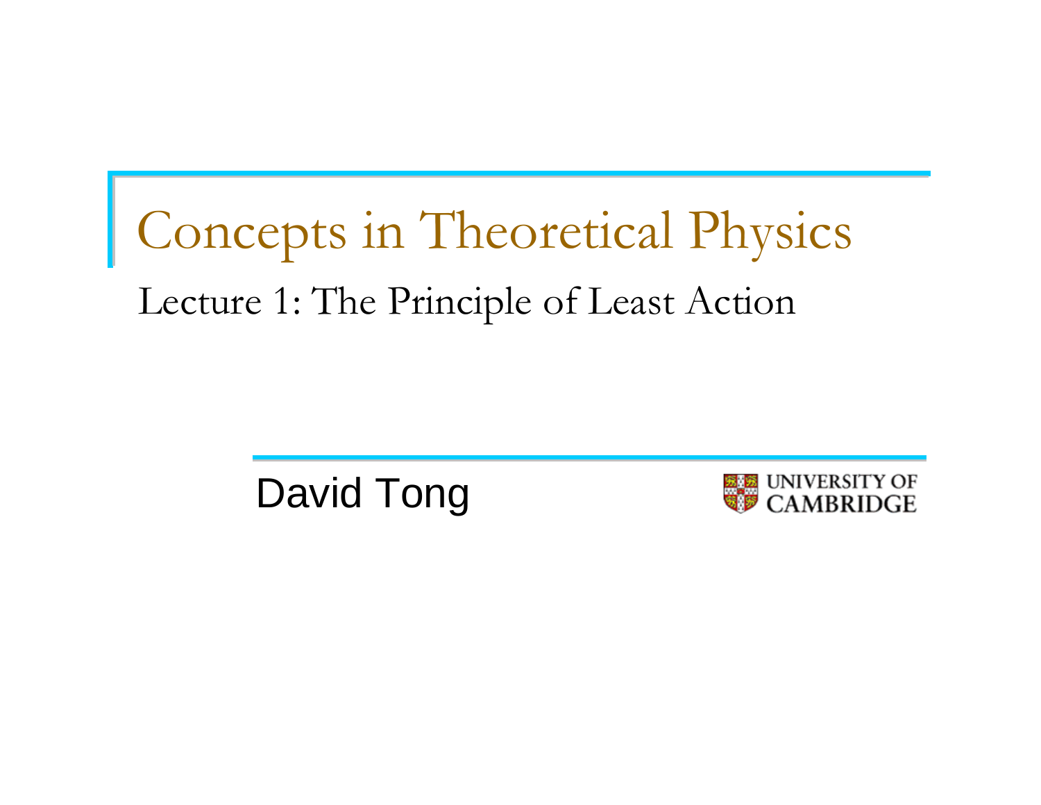# Concepts in Theoretical Physics

## Lecture 1: The Principle of Least Action

David Tong

UNIVERSITY OF CAMBRIDGE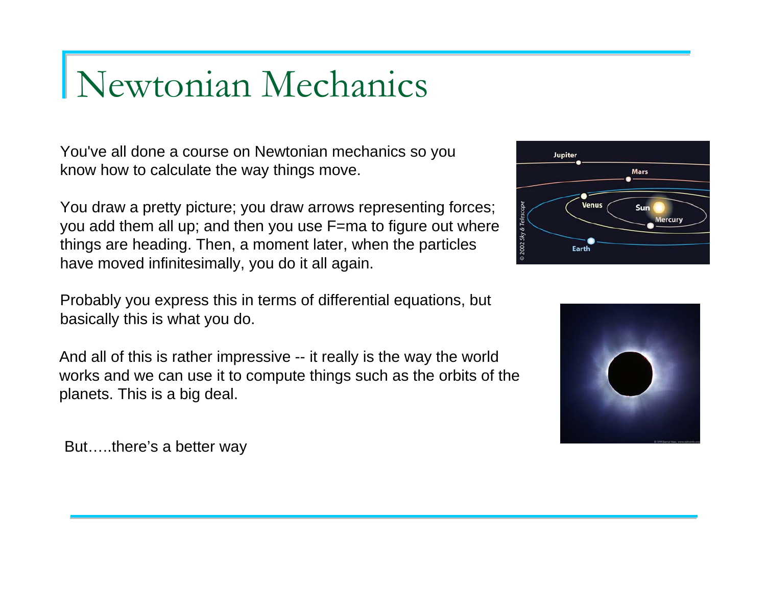# Newtonian Mechanics

You've all done a course on Newtonian mechanics so you know how to calculate the way things move.

You draw a pretty picture; you draw arrows representing forces; you add them all up; and then you use $F=ma$ to figure out where things are heading. Then, a moment later, when the particles have moved infinitesimally, you do it all again.

Probably you express this in terms of differential equations, but basically this is what you do.

And all of this is rather impressive -- it really is the way the world works and we can use it to compute things such as the orbits of the planets. This is a big deal.

But…..there's a better way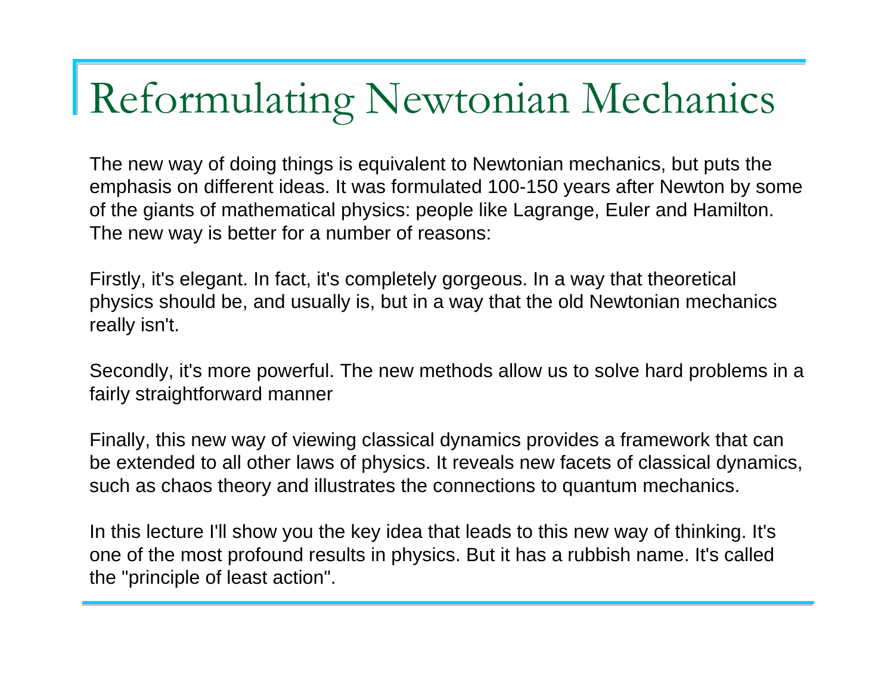# Reformulating Newtonian Mechanics

The new way of doing things is equivalent to Newtonian mechanics, but puts the emphasis on different ideas. It was formulated 100-150 years after Newton by some of the giants of mathematical physics: people like Lagrange, Euler and Hamilton. The new way is better for a number of reasons:

Firstly, it's elegant. In fact, it's completely gorgeous. In a way that theoretical physics should be, and usually is, but in a way that the old Newtonian mechanics really isn't.

Secondly, it's more powerful. The new methods allow us to solve hard problems in a fairly straightforward manner

Finally, this new way of viewing classical dynamics provides a framework that can be extended to all other laws of physics. It reveals new facets of classical dynamics, such as chaos theory and illustrates the connections to quantum mechanics.

In this lecture I'll show you the key idea that leads to this new way of thinking. It's one of the most profound results in physics. But it has a rubbish name. It's called the "principle of least action".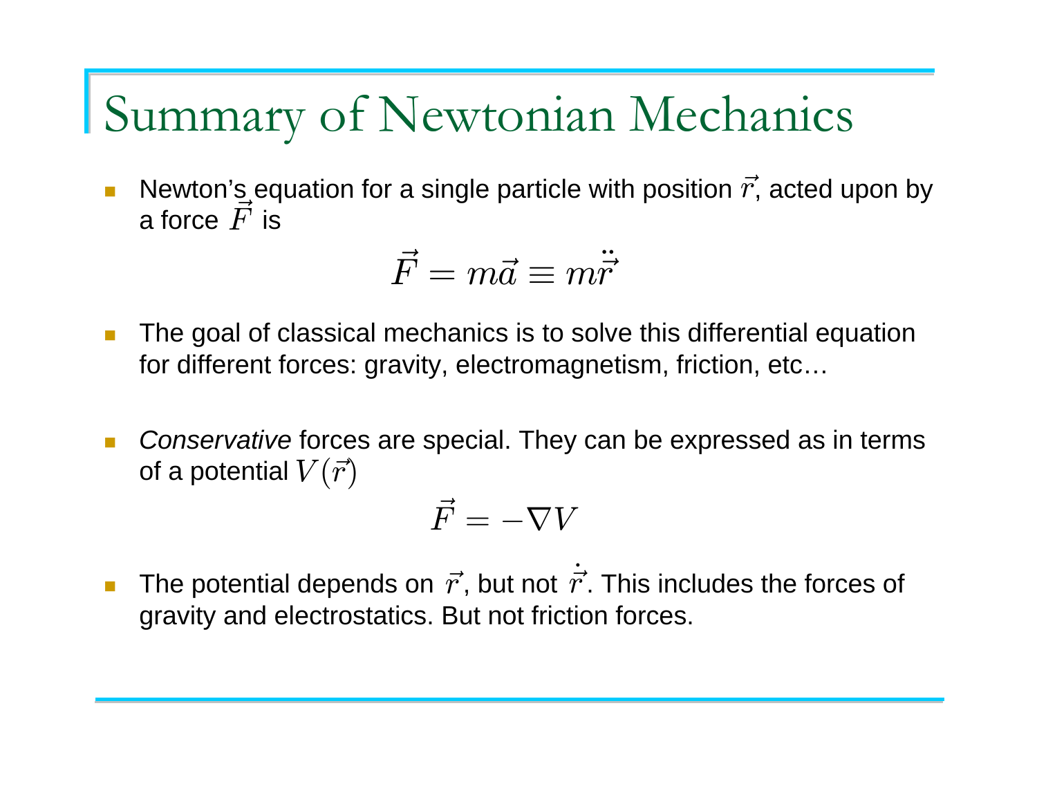# Summary of Newtonian Mechanics

- Newton's equation for a single particle with position $\vec{r}$, acted upon by a force $\vec{F}$ is

$$\vec{F} = m\vec{a} \equiv m\ddot{\vec{r}}$$

- The goal of classical mechanics is to solve this differential equation for different forces: gravity, electromagnetism, friction, etc…

- *Conservative* forces are special. They can be expressed as in terms of a potential $V(\vec{r})$

$$\vec{F} = -\nabla V$$

- The potential depends on $\vec{r}$, but not $\dot{\vec{r}}$. This includes the forces of gravity and electrostatics. But not friction forces.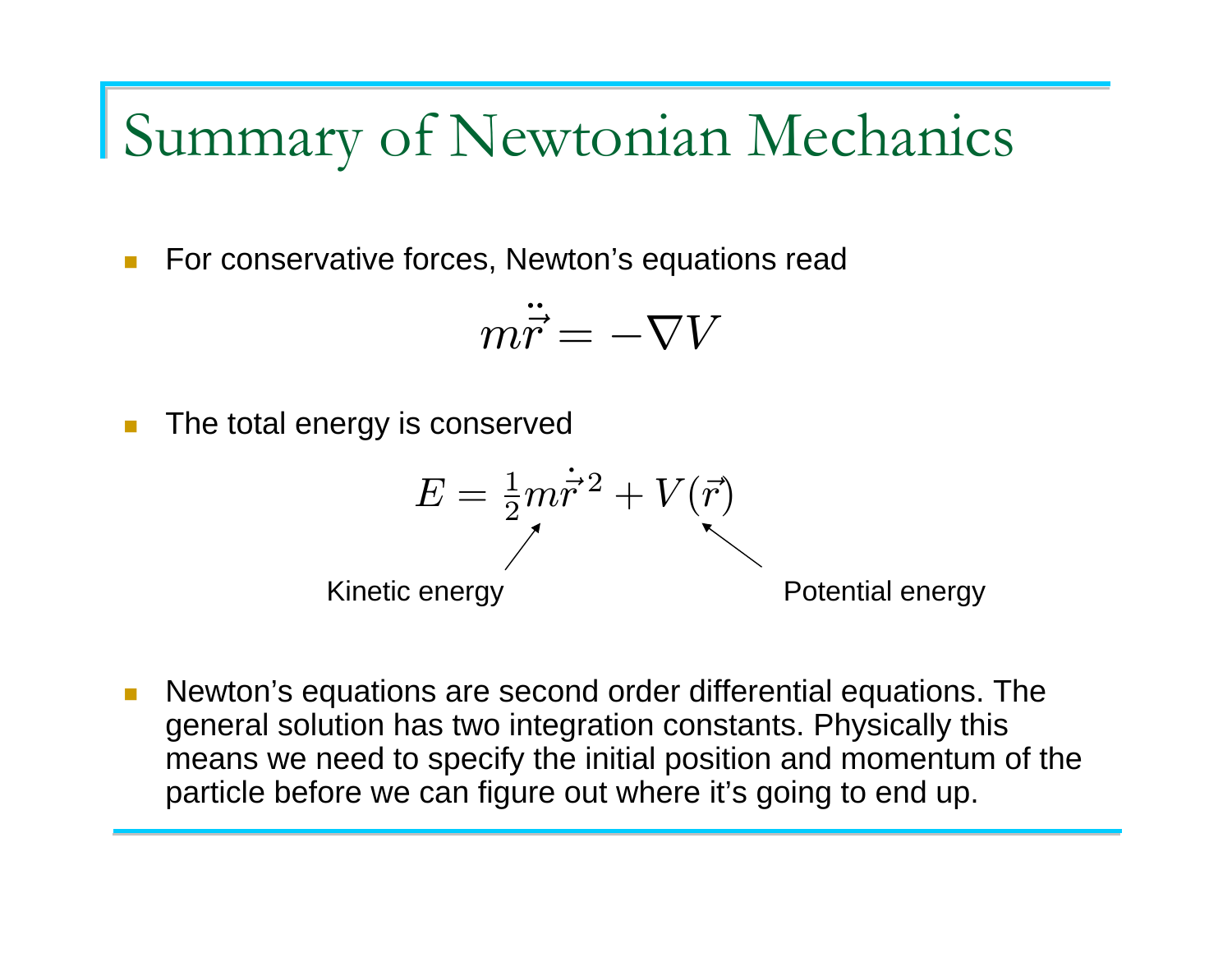# Summary of Newtonian Mechanics

- For conservative forces, Newton's equations read

$$m\ddot{\vec{r}} = -\nabla V$$

- The total energy is conserved

$$E = \tfrac{1}{2}m\dot{\vec{r}}^{\,2} + V(\vec{r})$$

Kinetic energy ($\tfrac{1}{2}m\dot{\vec{r}}^{\,2}$) — Potential energy ($V(\vec{r})$)

- Newton's equations are second order differential equations. The general solution has two integration constants. Physically this means we need to specify the initial position and momentum of the particle before we can figure out where it's going to end up.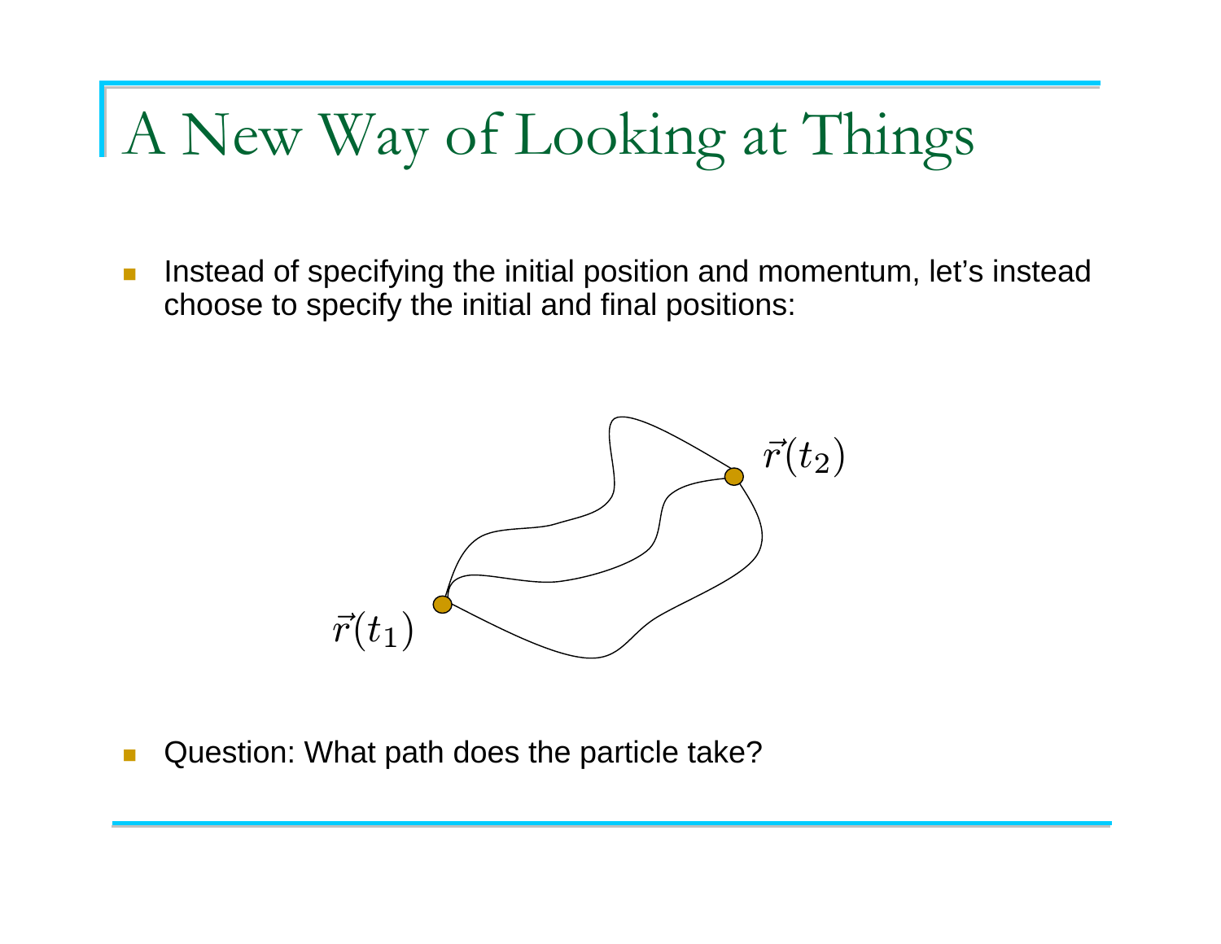# A New Way of Looking at Things

- Instead of specifying the initial position and momentum, let's instead choose to specify the initial and final positions:

$\vec{r}(t_1)$ $\vec{r}(t_2)$

- Question: What path does the particle take?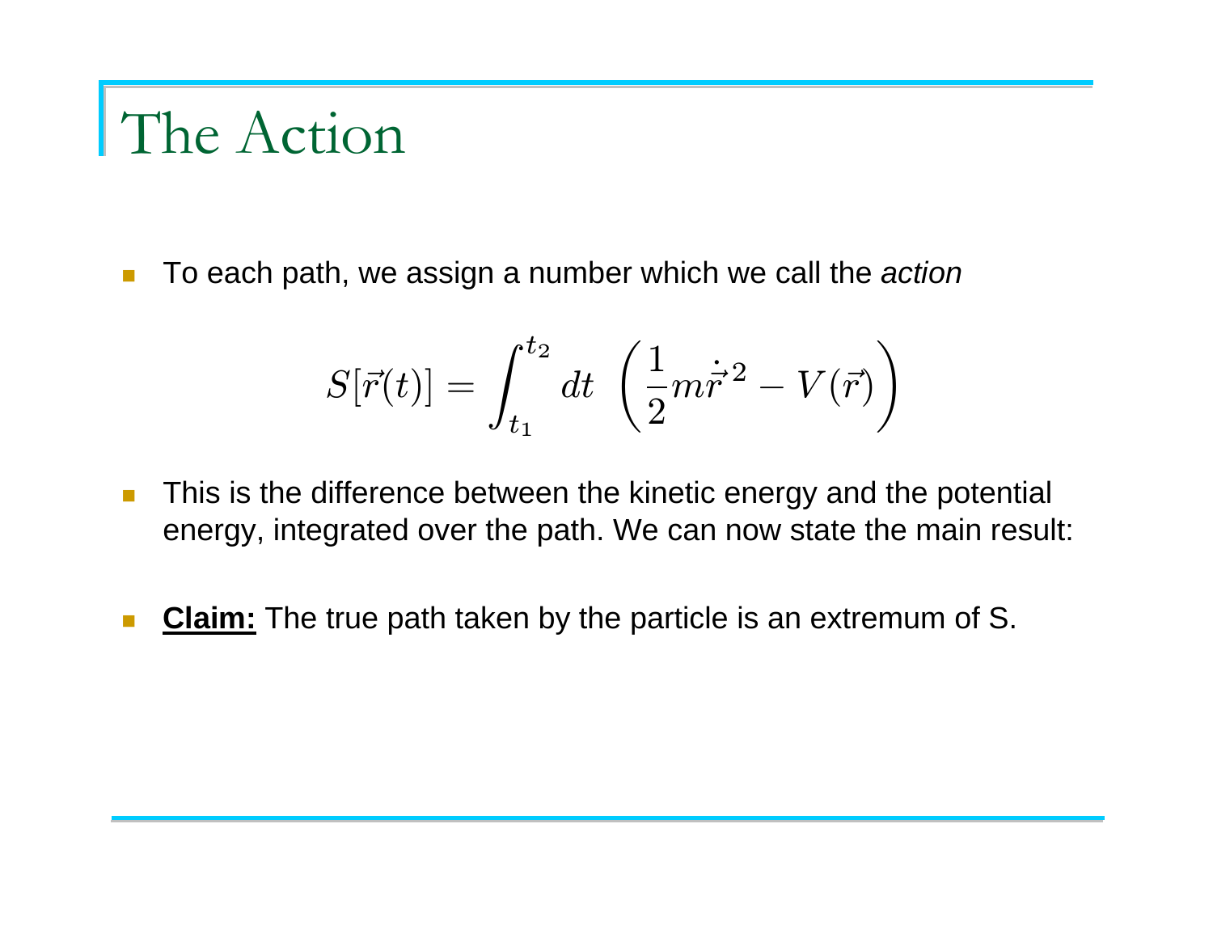# The Action

- To each path, we assign a number which we call the *action*

$$S[\vec{r}(t)] = \int_{t_1}^{t_2} dt \; \left( \frac{1}{2} m \dot{\vec{r}}^{\,2} - V(\vec{r}) \right)$$

- This is the difference between the kinetic energy and the potential energy, integrated over the path. We can now state the main result:

- **Claim:** The true path taken by the particle is an extremum of S.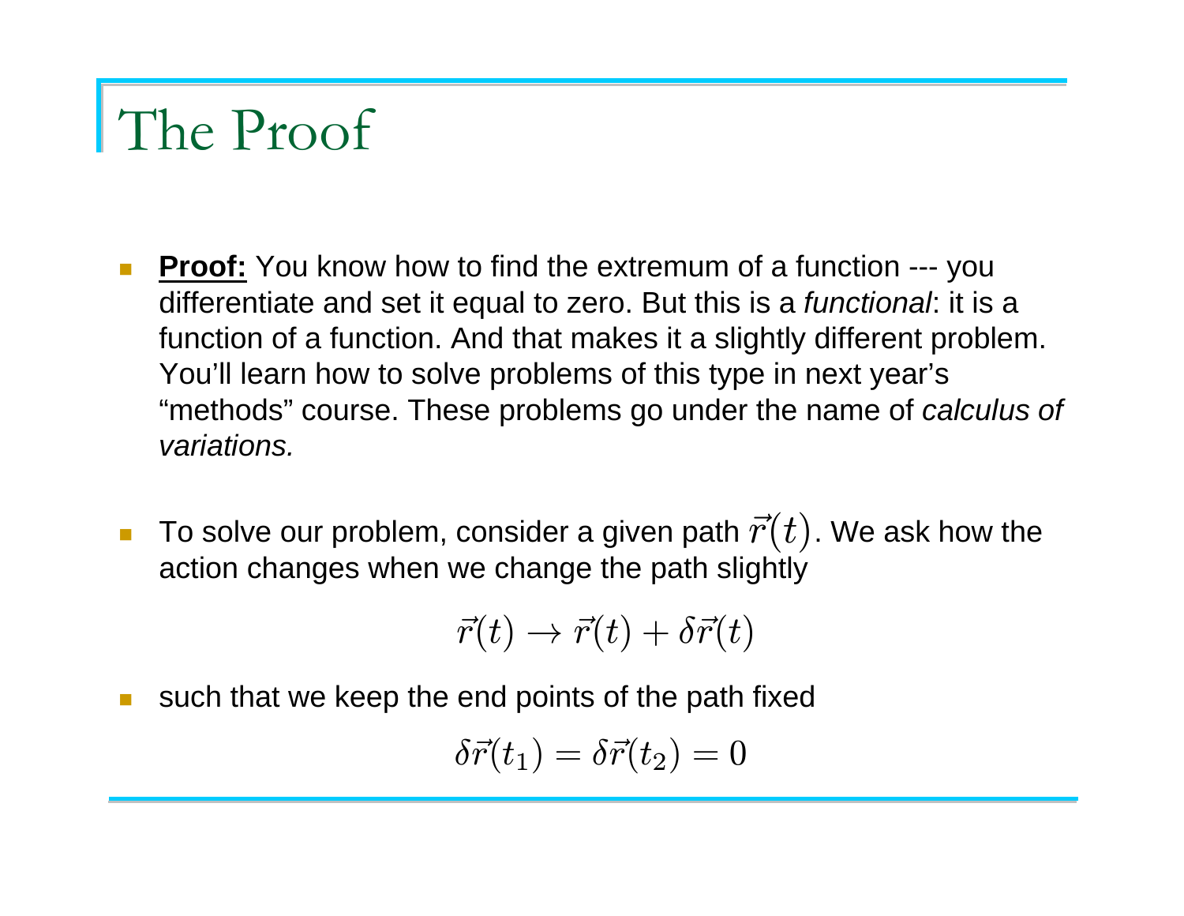# The Proof

- **Proof:** You know how to find the extremum of a function --- you differentiate and set it equal to zero. But this is a *functional*: it is a function of a function. And that makes it a slightly different problem. You'll learn how to solve problems of this type in next year's "methods" course. These problems go under the name of *calculus of variations.*

- To solve our problem, consider a given path $\vec{r}(t)$. We ask how the action changes when we change the path slightly

$$\vec{r}(t) \to \vec{r}(t) + \delta\vec{r}(t)$$

- such that we keep the end points of the path fixed

$$\delta\vec{r}(t_1) = \delta\vec{r}(t_2) = 0$$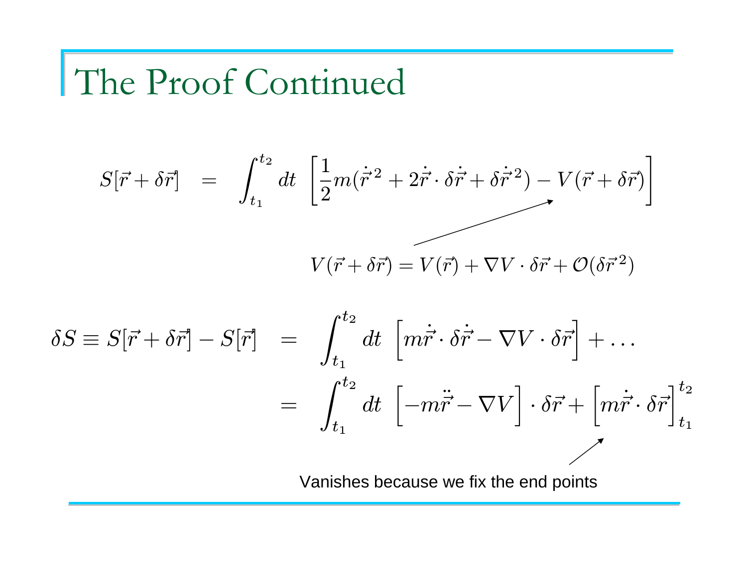# The Proof Continued

$$S[\vec{r}+\delta\vec{r}] \;=\; \int_{t_1}^{t_2} dt\;\left[\frac{1}{2}m(\dot{\vec{r}}^{\,2} + 2\dot{\vec{r}}\cdot\delta\dot{\vec{r}} + \delta\dot{\vec{r}}^{\,2}) - V(\vec{r}+\delta\vec{r})\right]$$

$$V(\vec{r}+\delta\vec{r}) = V(\vec{r}) + \nabla V\cdot\delta\vec{r} + \mathcal{O}(\delta\vec{r}^{\,2})$$

$$\begin{aligned}
\delta S \equiv S[\vec{r}+\delta\vec{r}] - S[\vec{r}] &= \int_{t_1}^{t_2} dt\;\left[m\dot{\vec{r}}\cdot\delta\dot{\vec{r}} - \nabla V\cdot\delta\vec{r}\right] + \ldots \\
&= \int_{t_1}^{t_2} dt\;\left[-m\ddot{\vec{r}} - \nabla V\right]\cdot\delta\vec{r} + \left[m\dot{\vec{r}}\cdot\delta\vec{r}\right]_{t_1}^{t_2}
\end{aligned}$$

Vanishes because we fix the end points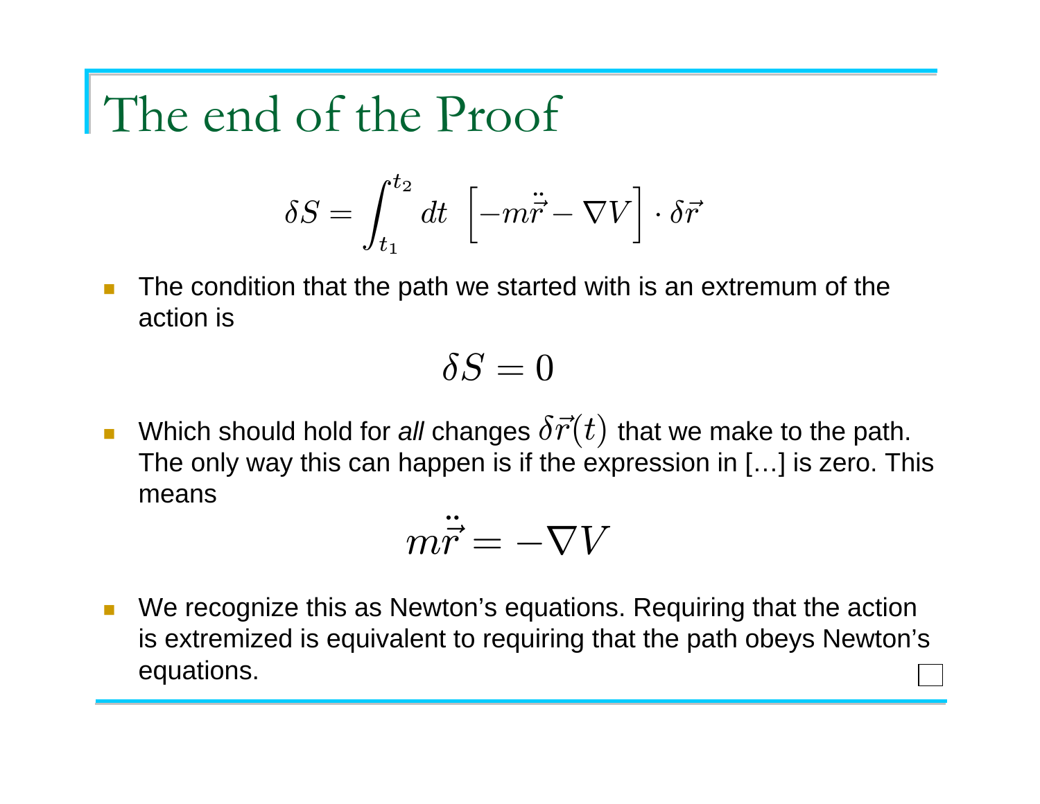# The end of the Proof

$$\delta S = \int_{t_1}^{t_2} dt \ \left[ -m\ddot{\vec{r}} - \nabla V \right] \cdot \delta\vec{r}$$

- The condition that the path we started with is an extremum of the action is

$$\delta S = 0$$

- Which should hold for *all* changes $\delta\vec{r}(t)$ that we make to the path. The only way this can happen is if the expression in […] is zero. This means

$$m\ddot{\vec{r}} = -\nabla V$$

- We recognize this as Newton's equations. Requiring that the action is extremized is equivalent to requiring that the path obeys Newton's equations. □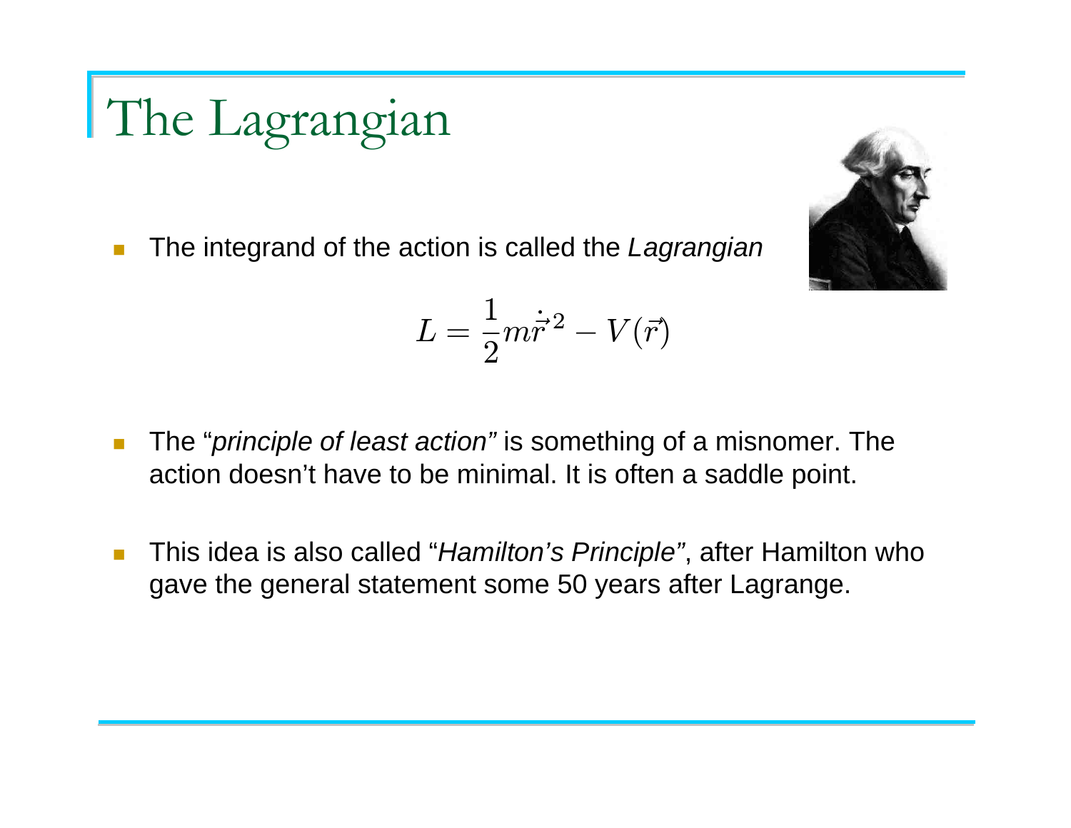# The Lagrangian

- The integrand of the action is called the *Lagrangian*

$$L = \frac{1}{2}m\dot{\vec{r}}^2 - V(\vec{r})$$

- The "*principle of least action"* is something of a misnomer. The action doesn't have to be minimal. It is often a saddle point.

- This idea is also called "*Hamilton's Principle"*, after Hamilton who gave the general statement some 50 years after Lagrange.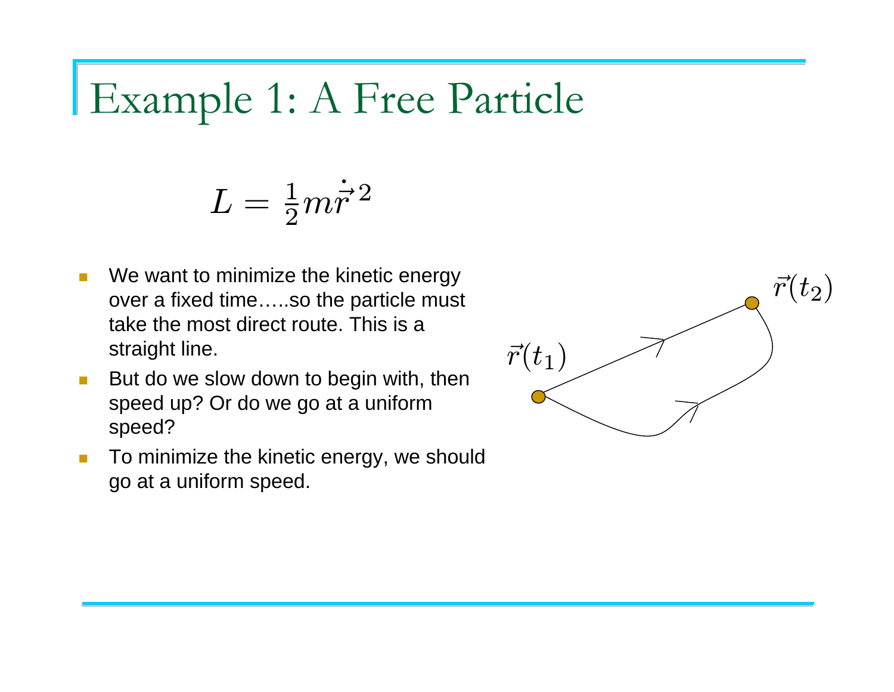# Example 1: A Free Particle

$$L = \frac{1}{2} m \dot{\vec{r}}^{\,2}$$

- We want to minimize the kinetic energy over a fixed time…..so the particle must take the most direct route. This is a straight line.
- But do we slow down to begin with, then speed up? Or do we go at a uniform speed?
- To minimize the kinetic energy, we should go at a uniform speed.

$\vec{r}(t_1)$

$\vec{r}(t_2)$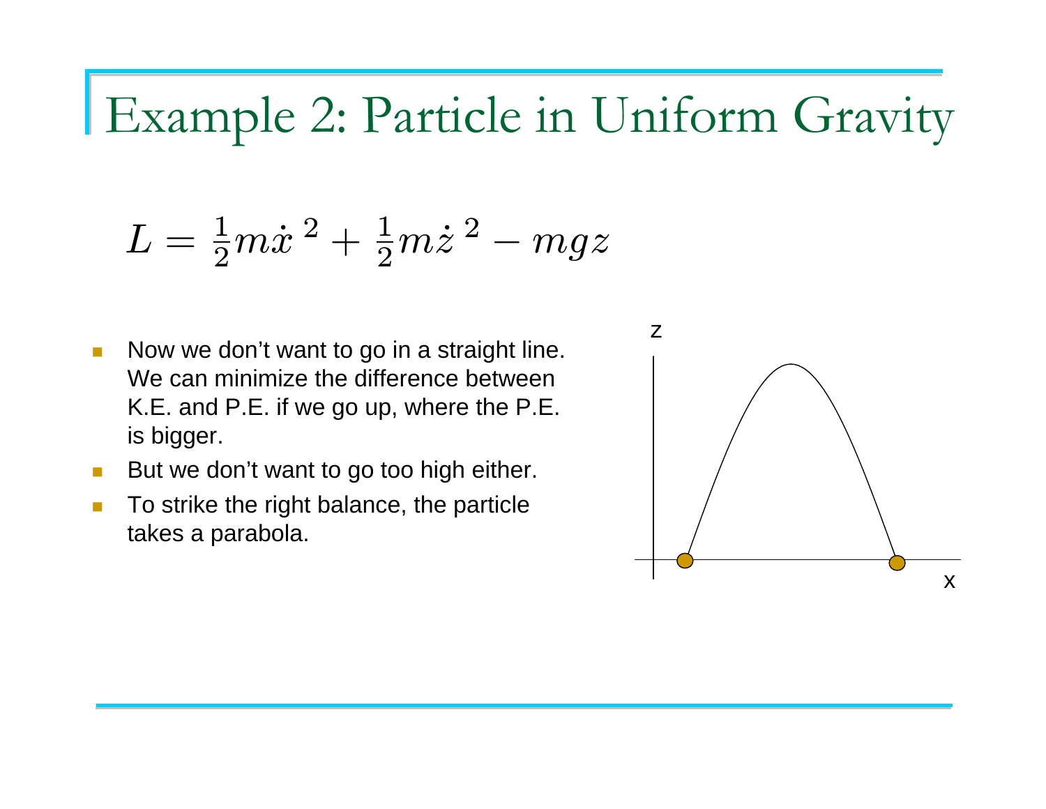# Example 2: Particle in Uniform Gravity

$$L = \frac{1}{2}m\dot{x}^{\,2} + \frac{1}{2}m\dot{z}^{\,2} - mgz$$

- Now we don't want to go in a straight line. We can minimize the difference between K.E. and P.E. if we go up, where the P.E. is bigger.
- But we don't want to go too high either.
- To strike the right balance, the particle takes a parabola.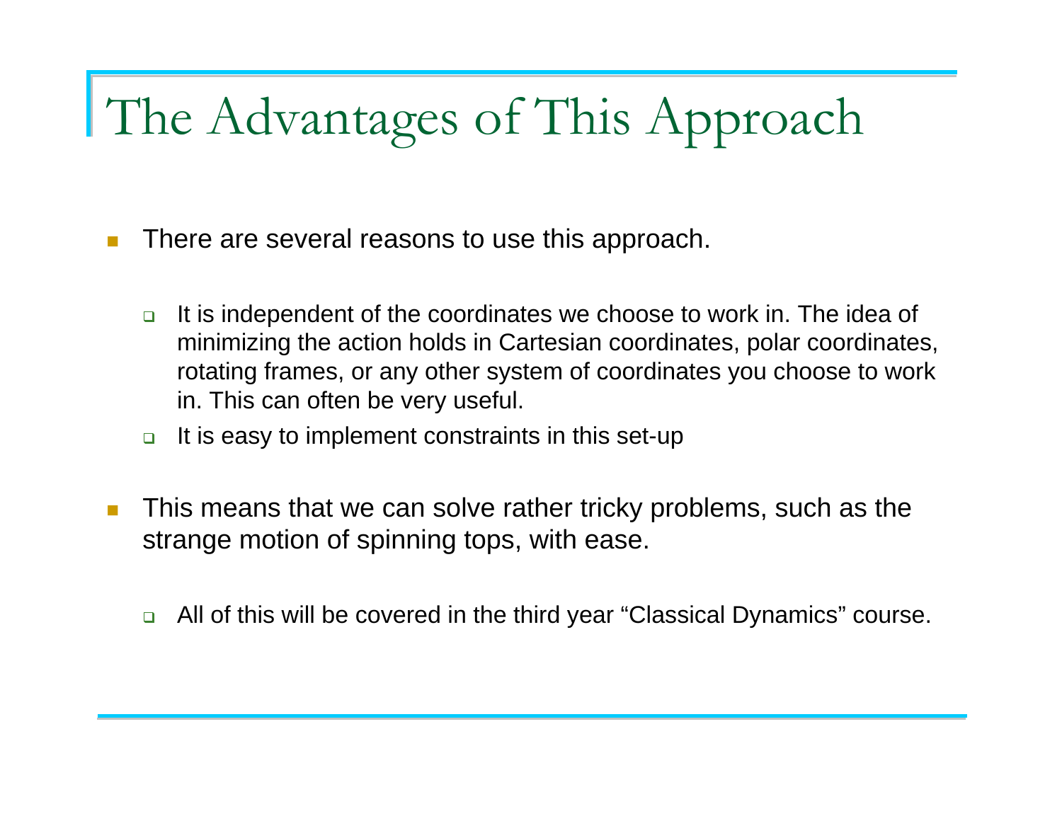# The Advantages of This Approach

- There are several reasons to use this approach.
  - It is independent of the coordinates we choose to work in. The idea of minimizing the action holds in Cartesian coordinates, polar coordinates, rotating frames, or any other system of coordinates you choose to work in. This can often be very useful.
  - It is easy to implement constraints in this set-up
- This means that we can solve rather tricky problems, such as the strange motion of spinning tops, with ease.
  - All of this will be covered in the third year “Classical Dynamics” course.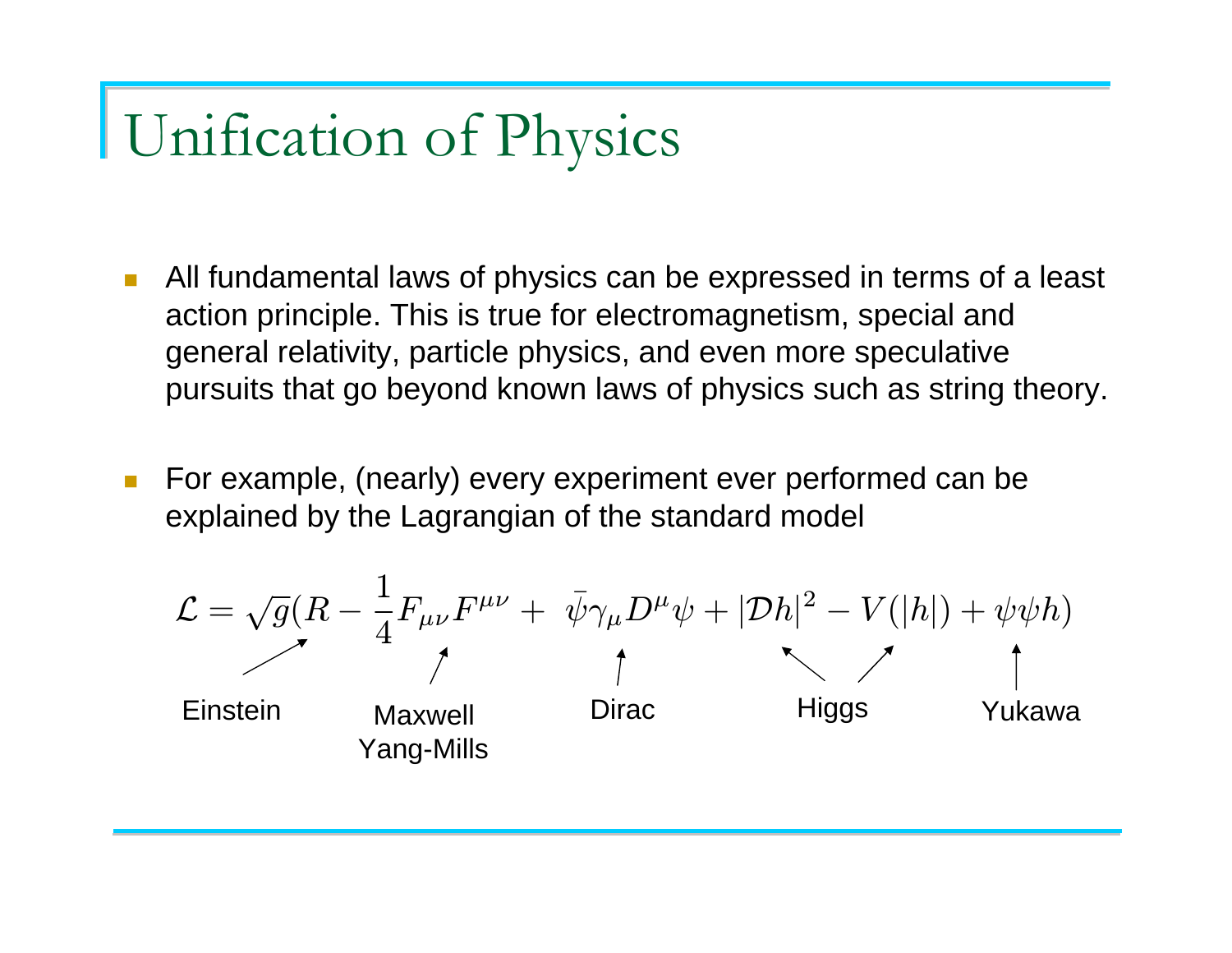# Unification of Physics

- All fundamental laws of physics can be expressed in terms of a least action principle. This is true for electromagnetism, special and general relativity, particle physics, and even more speculative pursuits that go beyond known laws of physics such as string theory.

- For example, (nearly) every experiment ever performed can be explained by the Lagrangian of the standard model

$$\mathcal{L} = \sqrt{g}(R - \frac{1}{4}F_{\mu\nu}F^{\mu\nu} + \bar{\psi}\gamma_\mu D^\mu \psi + |\mathcal{D}h|^2 - V(|h|) + \psi\psi h)$$

Einstein ($R$) — Maxwell Yang-Mills ($-\frac{1}{4}F_{\mu\nu}F^{\mu\nu}$) — Dirac ($\bar{\psi}\gamma_\mu D^\mu \psi$) — Higgs ($|\mathcal{D}h|^2 - V(|h|)$) — Yukawa ($\psi\psi h$)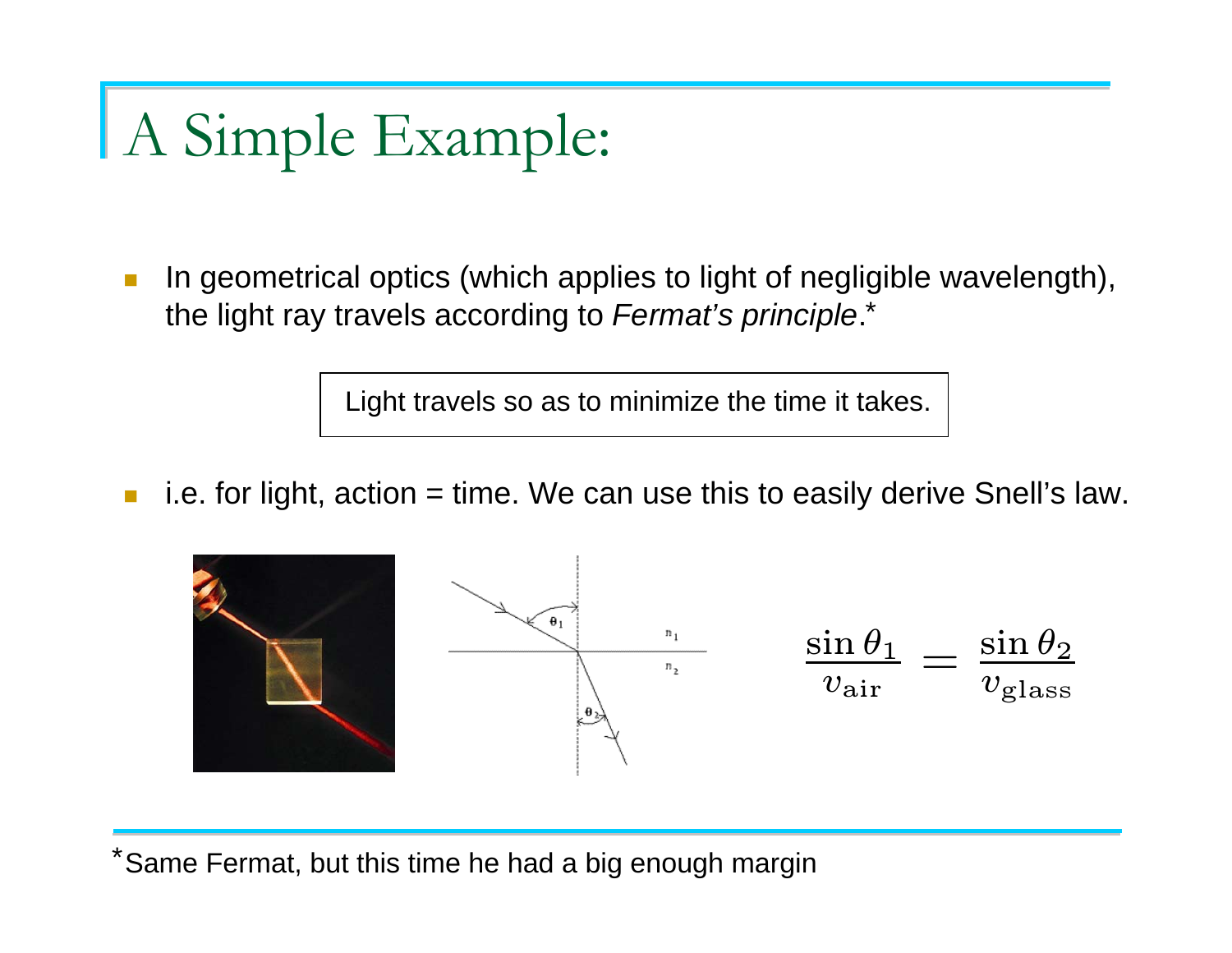# A Simple Example:

- In geometrical optics (which applies to light of negligible wavelength), the light ray travels according to *Fermat's principle*.*

> Light travels so as to minimize the time it takes.

- i.e. for light, action = time. We can use this to easily derive Snell's law.

$$\frac{\sin\theta_1}{v_{\text{air}}} = \frac{\sin\theta_2}{v_{\text{glass}}}$$

*Same Fermat, but this time he had a big enough margin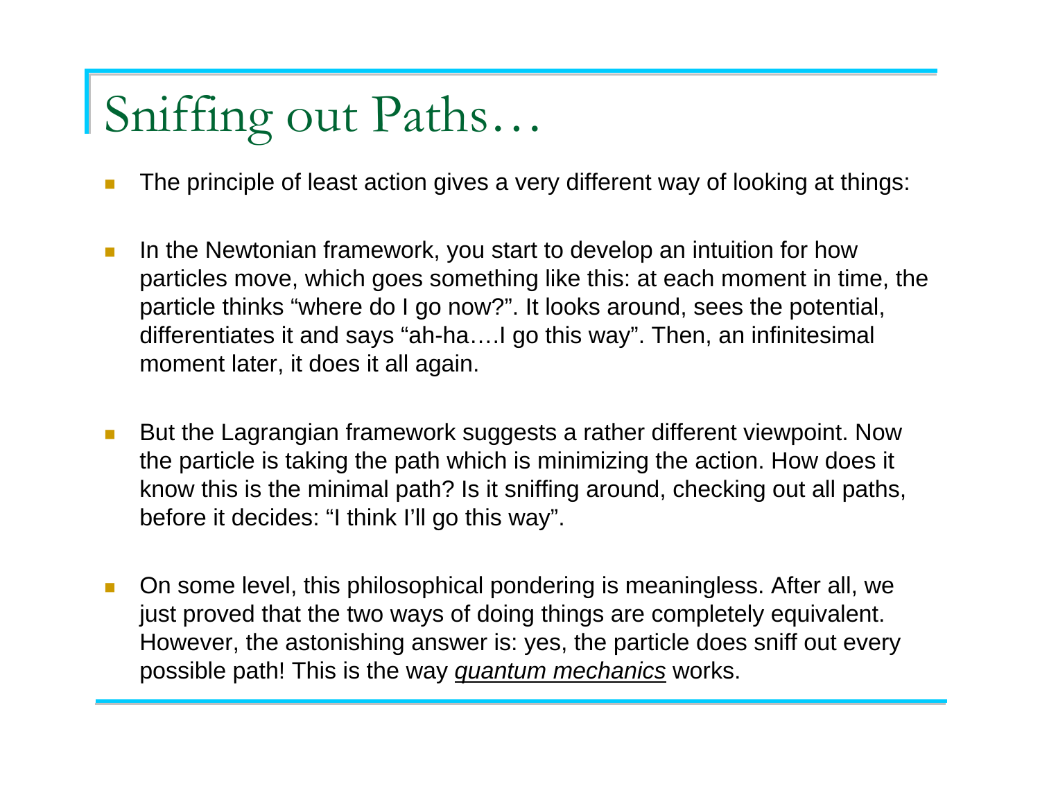# Sniffing out Paths…

- The principle of least action gives a very different way of looking at things:

- In the Newtonian framework, you start to develop an intuition for how particles move, which goes something like this: at each moment in time, the particle thinks "where do I go now?". It looks around, sees the potential, differentiates it and says "ah-ha….I go this way". Then, an infinitesimal moment later, it does it all again.

- But the Lagrangian framework suggests a rather different viewpoint. Now the particle is taking the path which is minimizing the action. How does it know this is the minimal path? Is it sniffing around, checking out all paths, before it decides: "I think I'll go this way".

- On some level, this philosophical pondering is meaningless. After all, we just proved that the two ways of doing things are completely equivalent. However, the astonishing answer is: yes, the particle does sniff out every possible path! This is the way <u>*quantum mechanics*</u> works.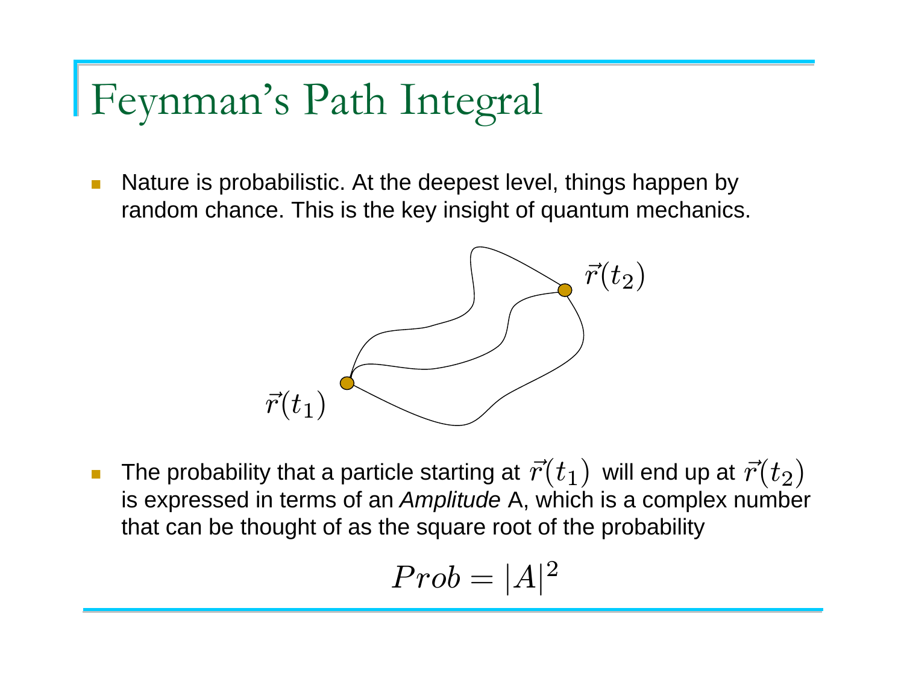# Feynman's Path Integral

- Nature is probabilistic. At the deepest level, things happen by random chance. This is the key insight of quantum mechanics.

- The probability that a particle starting at $\vec{r}(t_1)$ will end up at $\vec{r}(t_2)$ is expressed in terms of an *Amplitude* A, which is a complex number that can be thought of as the square root of the probability

$$Prob = |A|^2$$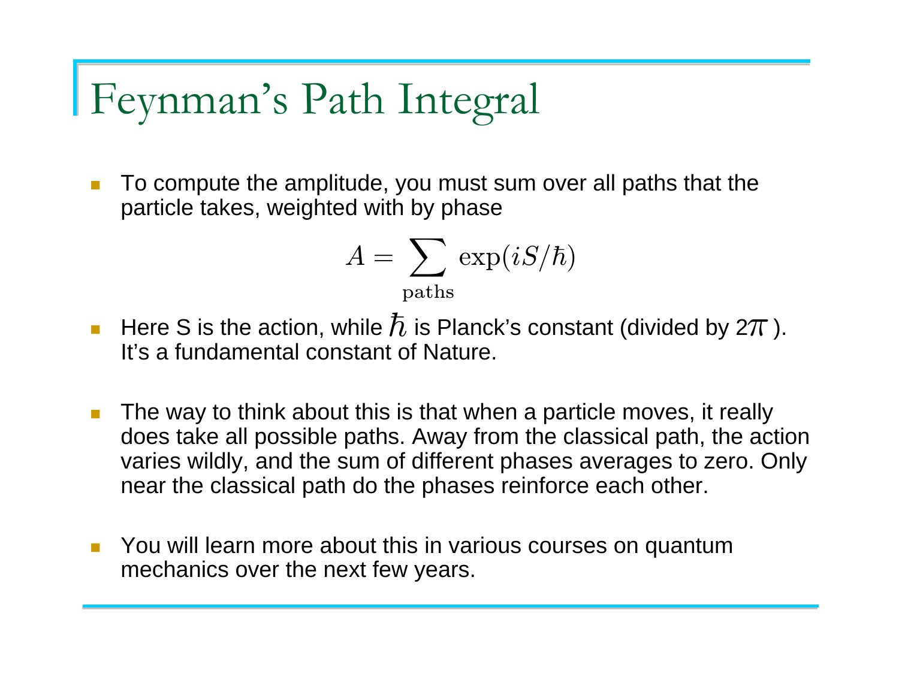# Feynman's Path Integral

- To compute the amplitude, you must sum over all paths that the particle takes, weighted with by phase

$$A = \sum_{\text{paths}} \exp(iS/\hbar)$$

- Here S is the action, while $\hbar$ is Planck's constant (divided by $2\pi$ ). It's a fundamental constant of Nature.

- The way to think about this is that when a particle moves, it really does take all possible paths. Away from the classical path, the action varies wildly, and the sum of different phases averages to zero. Only near the classical path do the phases reinforce each other.

- You will learn more about this in various courses on quantum mechanics over the next few years.